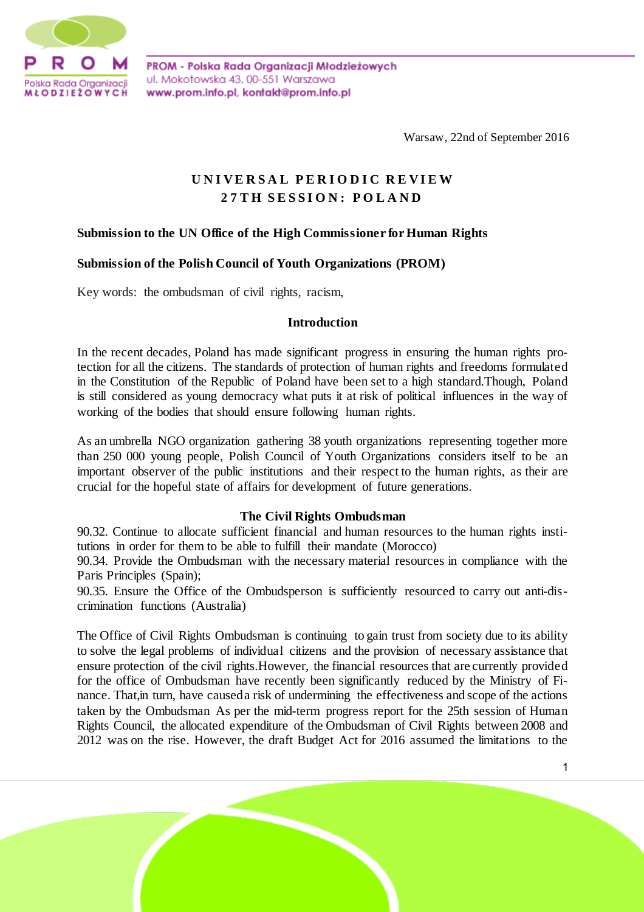PROM - Polska Rada Organizacji Młodzieżowych
ul. Mokotowska 43, 00-551 Warszawa
www.prom.info.pl, kontakt@prom.info.pl

Warsaw, 22nd of September 2016

# UNIVERSAL PERIODIC REVIEW
# 27TH SESSION: POLAND

**Submission to the UN Office of the High Commissioner for Human Rights**

**Submission of the Polish Council of Youth Organizations (PROM)**

Key words: the ombudsman of civil rights, racism,

## Introduction

In the recent decades, Poland has made significant progress in ensuring the human rights protection for all the citizens. The standards of protection of human rights and freedoms formulated in the Constitution of the Republic of Poland have been set to a high standard.Though, Poland is still considered as young democracy what puts it at risk of political influences in the way of working of the bodies that should ensure following human rights.

As an umbrella NGO organization gathering 38 youth organizations representing together more than 250 000 young people, Polish Council of Youth Organizations considers itself to be an important observer of the public institutions and their respect to the human rights, as their are crucial for the hopeful state of affairs for development of future generations.

## The Civil Rights Ombudsman

90.32. Continue to allocate sufficient financial and human resources to the human rights institutions in order for them to be able to fulfill their mandate (Morocco)
90.34. Provide the Ombudsman with the necessary material resources in compliance with the Paris Principles (Spain);
90.35. Ensure the Office of the Ombudsperson is sufficiently resourced to carry out anti-discrimination functions (Australia)

The Office of Civil Rights Ombudsman is continuing to gain trust from society due to its ability to solve the legal problems of individual citizens and the provision of necessary assistance that ensure protection of the civil rights.However, the financial resources that are currently provided for the office of Ombudsman have recently been significantly reduced by the Ministry of Finance. That,in turn, have caused a risk of undermining the effectiveness and scope of the actions taken by the Ombudsman As per the mid-term progress report for the 25th session of Human Rights Council, the allocated expenditure of the Ombudsman of Civil Rights between 2008 and 2012 was on the rise. However, the draft Budget Act for 2016 assumed the limitations to the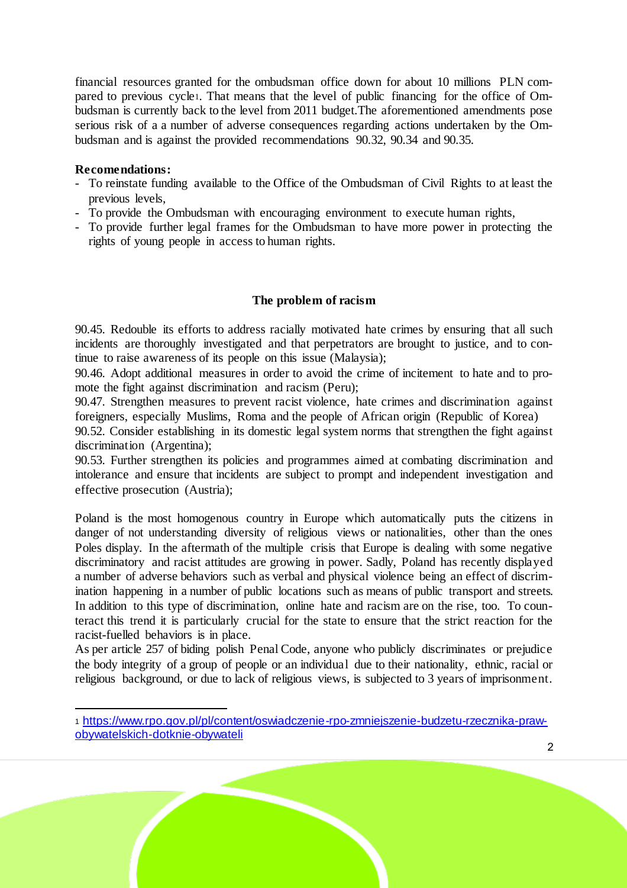financial resources granted for the ombudsman office down for about 10 millions PLN compared to previous cycle[1]. That means that the level of public financing for the office of Ombudsman is currently back to the level from 2011 budget.The aforementioned amendments pose serious risk of a a number of adverse consequences regarding actions undertaken by the Ombudsman and is against the provided recommendations 90.32, 90.34 and 90.35.

**Recomendations:**

- To reinstate funding available to the Office of the Ombudsman of Civil Rights to at least the previous levels,
- To provide the Ombudsman with encouraging environment to execute human rights,
- To provide further legal frames for the Ombudsman to have more power in protecting the rights of young people in access to human rights.

## The problem of racism

90.45. Redouble its efforts to address racially motivated hate crimes by ensuring that all such incidents are thoroughly investigated and that perpetrators are brought to justice, and to continue to raise awareness of its people on this issue (Malaysia);
90.46. Adopt additional measures in order to avoid the crime of incitement to hate and to promote the fight against discrimination and racism (Peru);
90.47. Strengthen measures to prevent racist violence, hate crimes and discrimination against foreigners, especially Muslims, Roma and the people of African origin (Republic of Korea)
90.52. Consider establishing in its domestic legal system norms that strengthen the fight against discrimination (Argentina);
90.53. Further strengthen its policies and programmes aimed at combating discrimination and intolerance and ensure that incidents are subject to prompt and independent investigation and effective prosecution (Austria);

Poland is the most homogenous country in Europe which automatically puts the citizens in danger of not understanding diversity of religious views or nationalities, other than the ones Poles display. In the aftermath of the multiple crisis that Europe is dealing with some negative discriminatory and racist attitudes are growing in power. Sadly, Poland has recently displayed a number of adverse behaviors such as verbal and physical violence being an effect of discrimination happening in a number of public locations such as means of public transport and streets. In addition to this type of discrimination, online hate and racism are on the rise, too. To counteract this trend it is particularly crucial for the state to ensure that the strict reaction for the racist-fuelled behaviors is in place.
As per article 257 of biding polish Penal Code, anyone who publicly discriminates or prejudice the body integrity of a group of people or an individual due to their nationality, ethnic, racial or religious background, or due to lack of religious views, is subjected to 3 years of imprisonment.

[1] https://www.rpo.gov.pl/pl/content/oswiadczenie-rpo-zmniejszenie-budzetu-rzecznika-praw-obywatelskich-dotknie-obywateli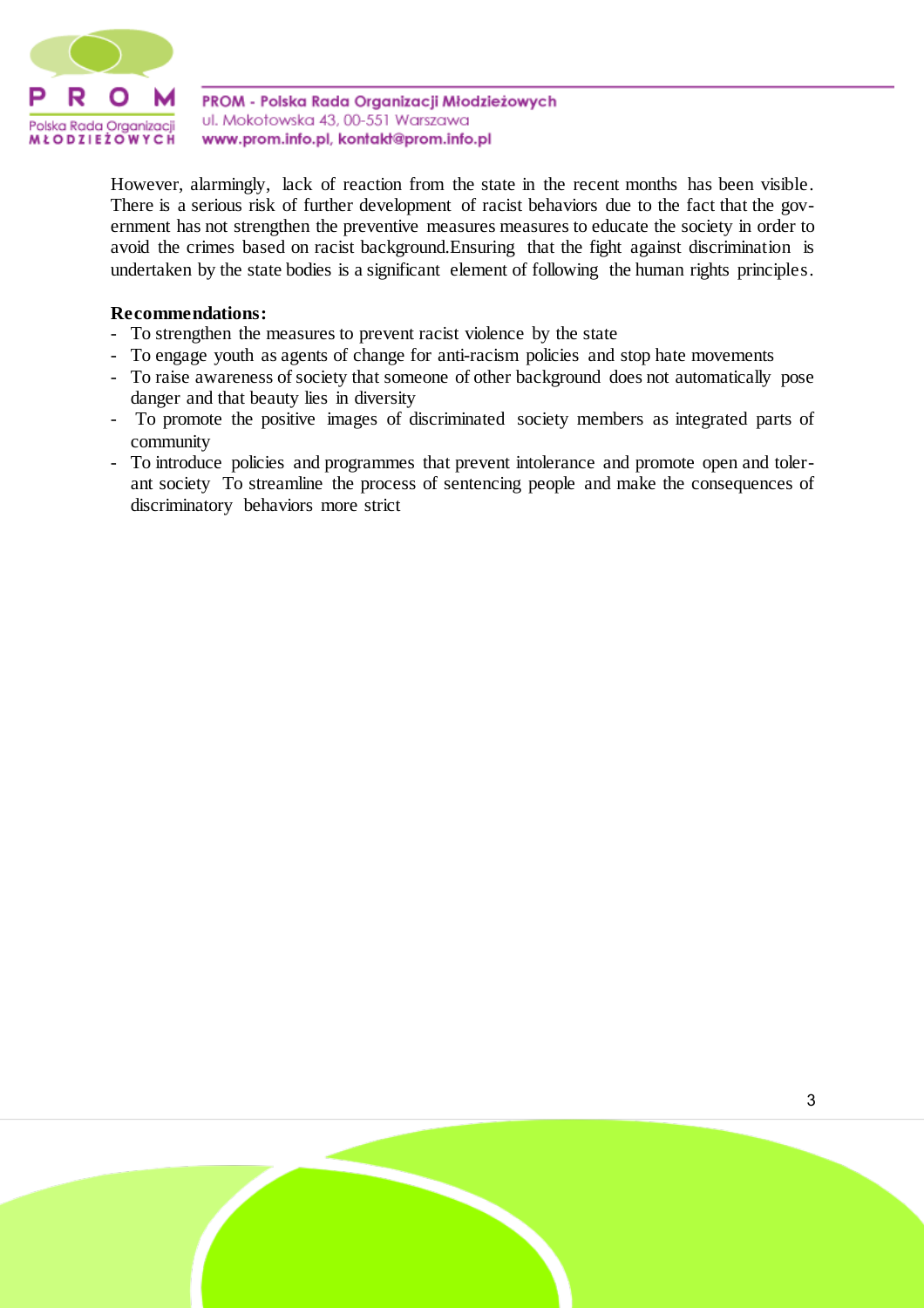However, alarmingly, lack of reaction from the state in the recent months has been visible. There is a serious risk of further development of racist behaviors due to the fact that the government has not strengthen the preventive measures measures to educate the society in order to avoid the crimes based on racist background.Ensuring that the fight against discrimination is undertaken by the state bodies is a significant element of following the human rights principles.

**Recommendations:**

- To strengthen the measures to prevent racist violence by the state
- To engage youth as agents of change for anti-racism policies and stop hate movements
- To raise awareness of society that someone of other background does not automatically pose danger and that beauty lies in diversity
- To promote the positive images of discriminated society members as integrated parts of community
- To introduce policies and programmes that prevent intolerance and promote open and tolerant society To streamline the process of sentencing people and make the consequences of discriminatory behaviors more strict